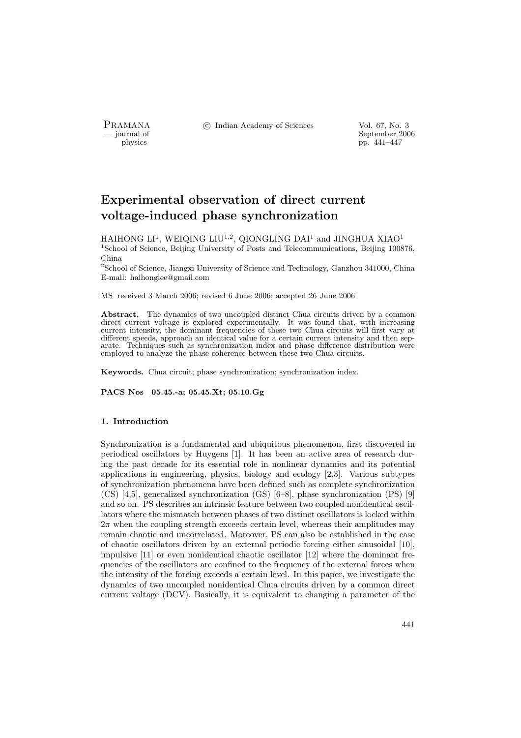# Experimental observation of direct current voltage-induced phase synchronization

HAIHONG LI[1], WEIQING LIU[1,2], QIONGLING DAI[1] and JINGHUA XIAO[1]

[1]School of Science, Beijing University of Posts and Telecommunications, Beijing 100876, China

[2]School of Science, Jiangxi University of Science and Technology, Ganzhou 341000, China

E-mail: haihonglee@gmail.com

MS received 3 March 2006; revised 6 June 2006; accepted 26 June 2006

**Abstract.** The dynamics of two uncoupled distinct Chua circuits driven by a common direct current voltage is explored experimentally. It was found that, with increasing current intensity, the dominant frequencies of these two Chua circuits will first vary at different speeds, approach an identical value for a certain current intensity and then separate. Techniques such as synchronization index and phase difference distribution were employed to analyze the phase coherence between these two Chua circuits.

**Keywords.** Chua circuit; phase synchronization; synchronization index.

**PACS Nos** 05.45.-a; 05.45.Xt; 05.10.Gg

## 1. Introduction

Synchronization is a fundamental and ubiquitous phenomenon, first discovered in periodical oscillators by Huygens [1]. It has been an active area of research during the past decade for its essential role in nonlinear dynamics and its potential applications in engineering, physics, biology and ecology [2,3]. Various subtypes of synchronization phenomena have been defined such as complete synchronization (CS) [4,5], generalized synchronization (GS) [6–8], phase synchronization (PS) [9] and so on. PS describes an intrinsic feature between two coupled nonidentical oscillators where the mismatch between phases of two distinct oscillators is locked within $2\pi$ when the coupling strength exceeds certain level, whereas their amplitudes may remain chaotic and uncorrelated. Moreover, PS can also be established in the case of chaotic oscillators driven by an external periodic forcing either sinusoidal [10], impulsive [11] or even nonidentical chaotic oscillator [12] where the dominant frequencies of the oscillators are confined to the frequency of the external forces when the intensity of the forcing exceeds a certain level. In this paper, we investigate the dynamics of two uncoupled nonidentical Chua circuits driven by a common direct current voltage (DCV). Basically, it is equivalent to changing a parameter of the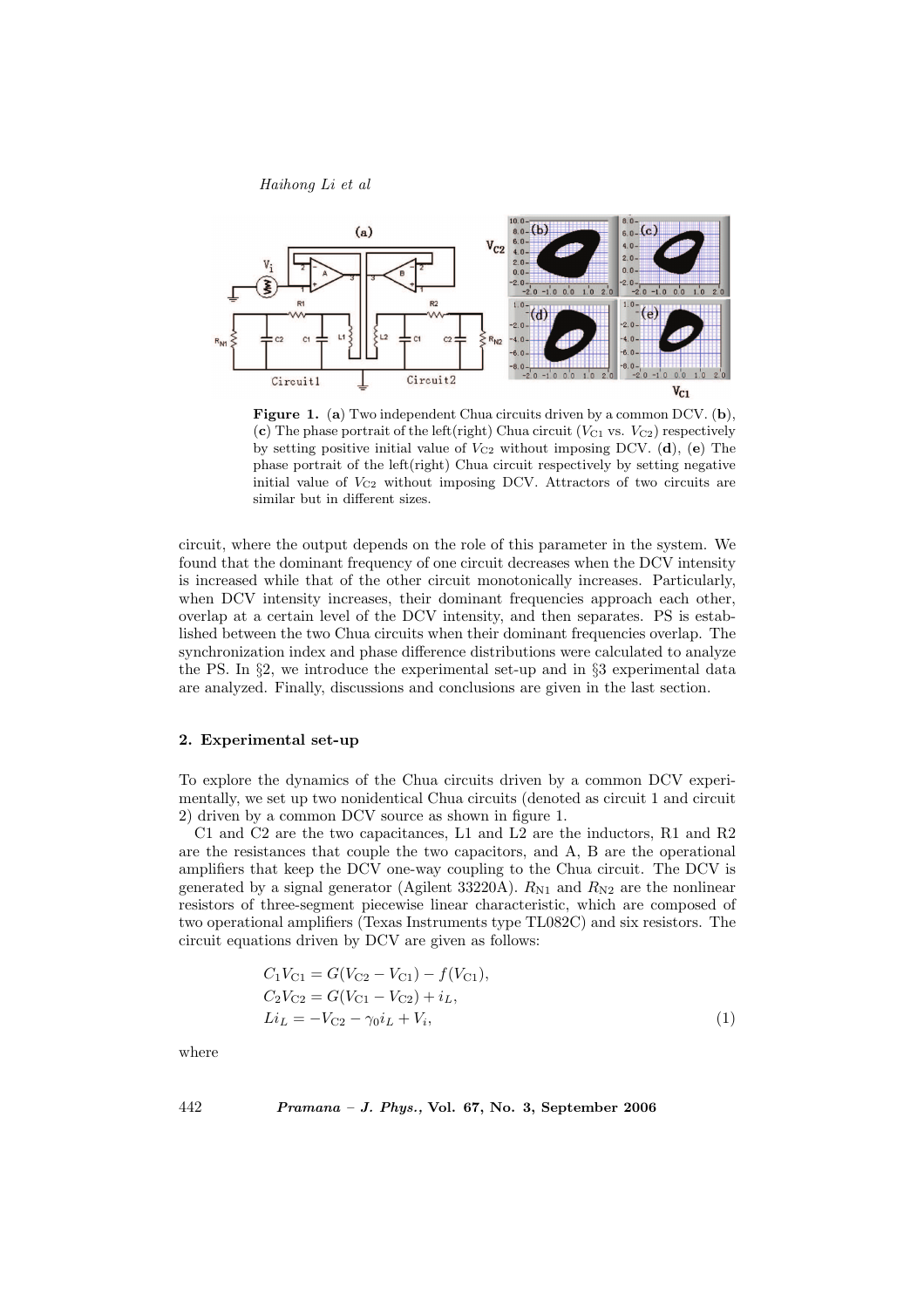**Figure 1.** (**a**) Two independent Chua circuits driven by a common DCV. (**b**), (**c**) The phase portrait of the left(right) Chua circuit ($V_{C1}$ vs. $V_{C2}$) respectively by setting positive initial value of $V_{C2}$ without imposing DCV. (**d**), (**e**) The phase portrait of the left(right) Chua circuit respectively by setting negative initial value of $V_{C2}$ without imposing DCV. Attractors of two circuits are similar but in different sizes.

circuit, where the output depends on the role of this parameter in the system. We found that the dominant frequency of one circuit decreases when the DCV intensity is increased while that of the other circuit monotonically increases. Particularly, when DCV intensity increases, their dominant frequencies approach each other, overlap at a certain level of the DCV intensity, and then separates. PS is established between the two Chua circuits when their dominant frequencies overlap. The synchronization index and phase difference distributions were calculated to analyze the PS. In §2, we introduce the experimental set-up and in §3 experimental data are analyzed. Finally, discussions and conclusions are given in the last section.

## 2. Experimental set-up

To explore the dynamics of the Chua circuits driven by a common DCV experimentally, we set up two nonidentical Chua circuits (denoted as circuit 1 and circuit 2) driven by a common DCV source as shown in figure 1.

C1 and C2 are the two capacitances, L1 and L2 are the inductors, R1 and R2 are the resistances that couple the two capacitors, and A, B are the operational amplifiers that keep the DCV one-way coupling to the Chua circuit. The DCV is generated by a signal generator (Agilent 33220A). $R_{N1}$ and $R_{N2}$ are the nonlinear resistors of three-segment piecewise linear characteristic, which are composed of two operational amplifiers (Texas Instruments type TL082C) and six resistors. The circuit equations driven by DCV are given as follows:

$$
\begin{aligned}
&C_1 V_{C1} = G(V_{C2} - V_{C1}) - f(V_{C1}),\\
&C_2 V_{C2} = G(V_{C1} - V_{C2}) + i_L,\\
&L i_L = -V_{C2} - \gamma_0 i_L + V_i,
\end{aligned}
\tag{1}
$$

where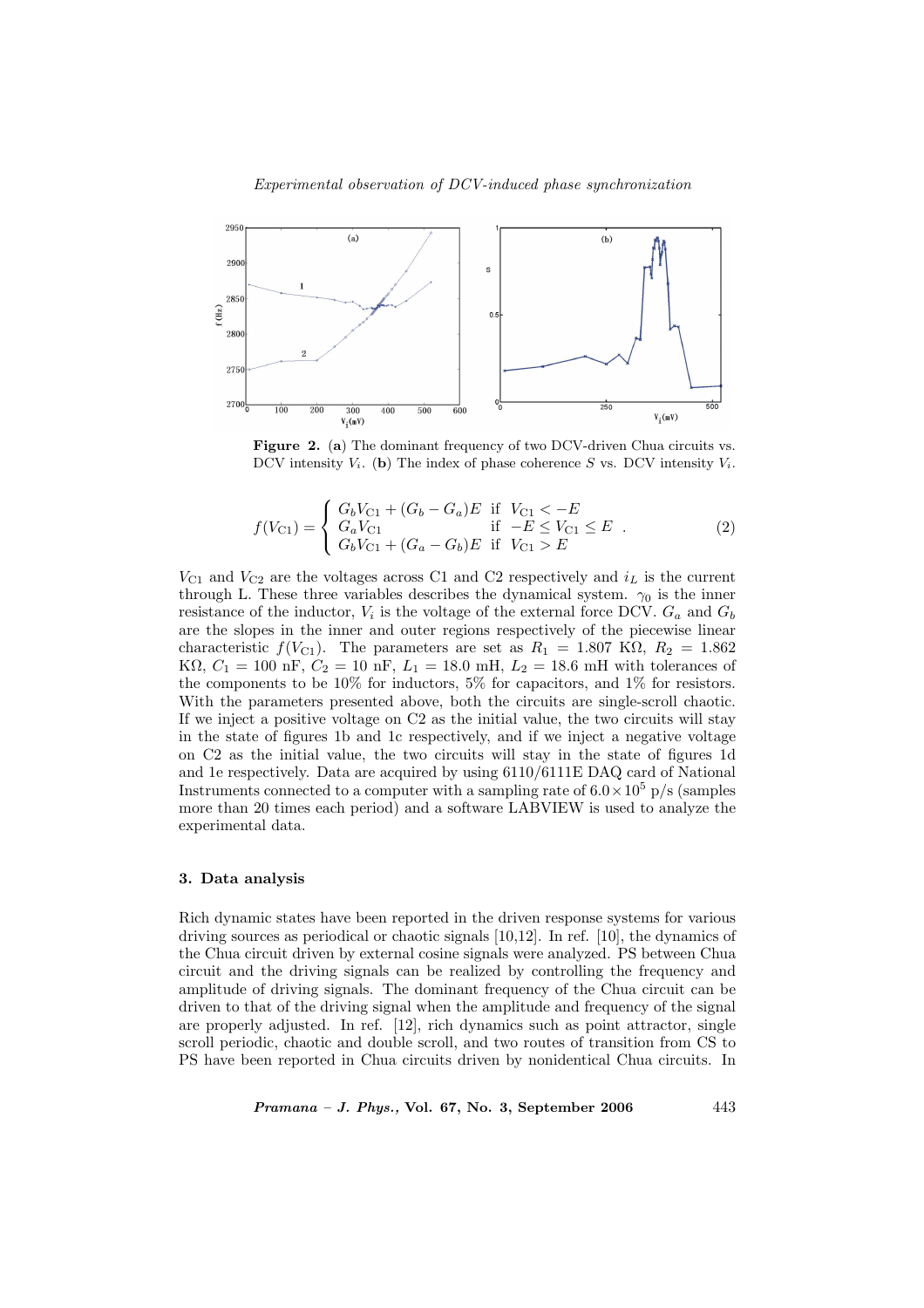**Figure 2.** (**a**) The dominant frequency of two DCV-driven Chua circuits vs. DCV intensity $V_i$. (**b**) The index of phase coherence $S$ vs. DCV intensity $V_i$.

$$f(V_{C1}) = \begin{cases} G_b V_{C1} + (G_b - G_a)E & \text{if } V_{C1} < -E \\ G_a V_{C1} & \text{if } -E \leq V_{C1} \leq E \\ G_b V_{C1} + (G_a - G_b)E & \text{if } V_{C1} > E \end{cases} . \tag{2}$$

$V_{C1}$ and $V_{C2}$ are the voltages across C1 and C2 respectively and $i_L$ is the current through L. These three variables describes the dynamical system. $\gamma_0$ is the inner resistance of the inductor, $V_i$ is the voltage of the external force DCV. $G_a$ and $G_b$ are the slopes in the inner and outer regions respectively of the piecewise linear characteristic $f(V_{C1})$. The parameters are set as $R_1 = 1.807$ KΩ, $R_2 = 1.862$ KΩ, $C_1 = 100$ nF, $C_2 = 10$ nF, $L_1 = 18.0$ mH, $L_2 = 18.6$ mH with tolerances of the components to be 10% for inductors, 5% for capacitors, and 1% for resistors. With the parameters presented above, both the circuits are single-scroll chaotic. If we inject a positive voltage on C2 as the initial value, the two circuits will stay in the state of figures 1b and 1c respectively, and if we inject a negative voltage on C2 as the initial value, the two circuits will stay in the state of figures 1d and 1e respectively. Data are acquired by using 6110/6111E DAQ card of National Instruments connected to a computer with a sampling rate of $6.0 \times 10^5$ p/s (samples more than 20 times each period) and a software LABVIEW is used to analyze the experimental data.

### 3. Data analysis

Rich dynamic states have been reported in the driven response systems for various driving sources as periodical or chaotic signals [10,12]. In ref. [10], the dynamics of the Chua circuit driven by external cosine signals were analyzed. PS between Chua circuit and the driving signals can be realized by controlling the frequency and amplitude of driving signals. The dominant frequency of the Chua circuit can be driven to that of the driving signal when the amplitude and frequency of the signal are properly adjusted. In ref. [12], rich dynamics such as point attractor, single scroll periodic, chaotic and double scroll, and two routes of transition from CS to PS have been reported in Chua circuits driven by nonidentical Chua circuits. In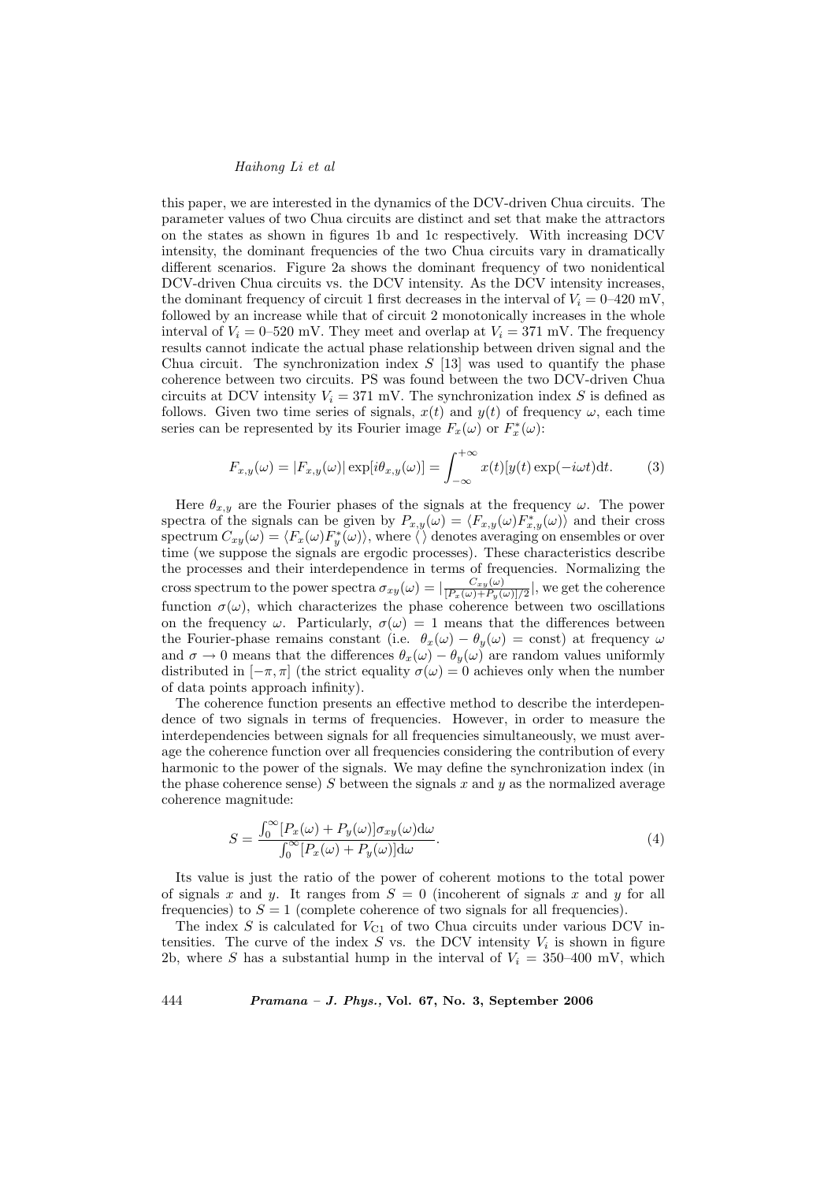this paper, we are interested in the dynamics of the DCV-driven Chua circuits. The parameter values of two Chua circuits are distinct and set that make the attractors on the states as shown in figures 1b and 1c respectively. With increasing DCV intensity, the dominant frequencies of the two Chua circuits vary in dramatically different scenarios. Figure 2a shows the dominant frequency of two nonidentical DCV-driven Chua circuits vs. the DCV intensity. As the DCV intensity increases, the dominant frequency of circuit 1 first decreases in the interval of $V_i$ = 0–420 mV, followed by an increase while that of circuit 2 monotonically increases in the whole interval of $V_i$ = 0–520 mV. They meet and overlap at $V_i$ = 371 mV. The frequency results cannot indicate the actual phase relationship between driven signal and the Chua circuit. The synchronization index $S$ [13] was used to quantify the phase coherence between two circuits. PS was found between the two DCV-driven Chua circuits at DCV intensity $V_i$ = 371 mV. The synchronization index $S$ is defined as follows. Given two time series of signals, $x(t)$ and $y(t)$ of frequency $\omega$, each time series can be represented by its Fourier image $F_x(\omega)$ or $F_x^*(\omega)$:

$$F_{x,y}(\omega) = |F_{x,y}(\omega)| \exp[i\theta_{x,y}(\omega)] = \int_{-\infty}^{+\infty} x(t)[y(t) \exp(-i\omega t)\mathrm{d}t. \tag{3}$$

Here $\theta_{x,y}$ are the Fourier phases of the signals at the frequency $\omega$. The power spectra of the signals can be given by $P_{x,y}(\omega) = \langle F_{x,y}(\omega) F_{x,y}^*(\omega)\rangle$ and their cross spectrum $C_{xy}(\omega) = \langle F_x(\omega) F_y^*(\omega)\rangle$, where $\langle\rangle$ denotes averaging on ensembles or over time (we suppose the signals are ergodic processes). These characteristics describe the processes and their interdependence in terms of frequencies. Normalizing the cross spectrum to the power spectra $\sigma_{xy}(\omega) = |\frac{C_{xy}(\omega)}{[P_x(\omega)+P_y(\omega)]/2}|$, we get the coherence function $\sigma(\omega)$, which characterizes the phase coherence between two oscillations on the frequency $\omega$. Particularly, $\sigma(\omega) = 1$ means that the differences between the Fourier-phase remains constant (i.e. $\theta_x(\omega) - \theta_y(\omega) = \text{const}$) at frequency $\omega$ and $\sigma \to 0$ means that the differences $\theta_x(\omega) - \theta_y(\omega)$ are random values uniformly distributed in $[-\pi, \pi]$ (the strict equality $\sigma(\omega) = 0$ achieves only when the number of data points approach infinity).

The coherence function presents an effective method to describe the interdependence of two signals in terms of frequencies. However, in order to measure the interdependencies between signals for all frequencies simultaneously, we must average the coherence function over all frequencies considering the contribution of every harmonic to the power of the signals. We may define the synchronization index (in the phase coherence sense) $S$ between the signals $x$ and $y$ as the normalized average coherence magnitude:

$$S = \frac{\int_0^{\infty}[P_x(\omega) + P_y(\omega)]\sigma_{xy}(\omega)\mathrm{d}\omega}{\int_0^{\infty}[P_x(\omega) + P_y(\omega)]\mathrm{d}\omega}. \tag{4}$$

Its value is just the ratio of the power of coherent motions to the total power of signals $x$ and $y$. It ranges from $S = 0$ (incoherent of signals $x$ and $y$ for all frequencies) to $S = 1$ (complete coherence of two signals for all frequencies).

The index $S$ is calculated for $V_{\mathrm{C1}}$ of two Chua circuits under various DCV intensities. The curve of the index $S$ vs. the DCV intensity $V_i$ is shown in figure 2b, where $S$ has a substantial hump in the interval of $V_i$ = 350–400 mV, which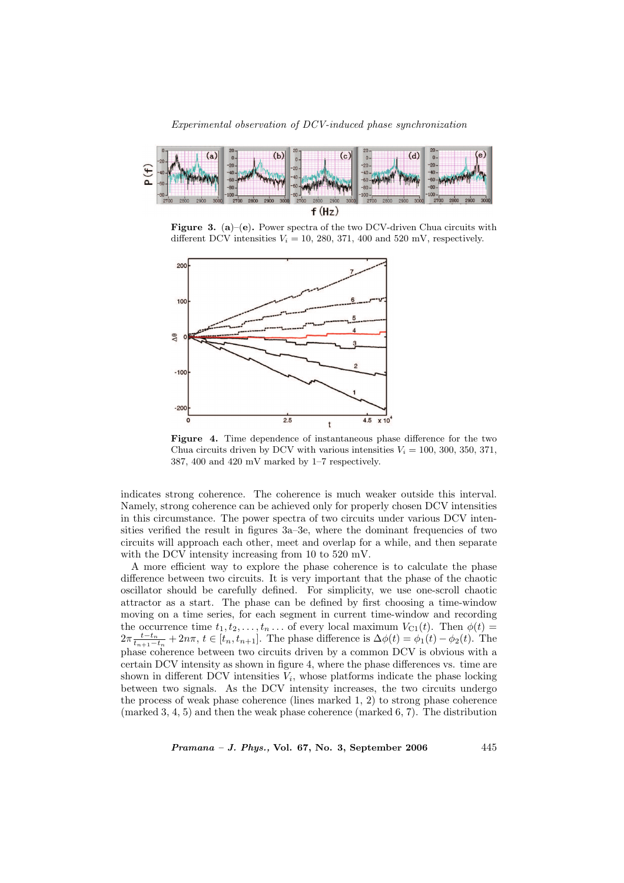**Figure 3.** (**a**)–(**e**). Power spectra of the two DCV-driven Chua circuits with different DCV intensities $V_i$ = 10, 280, 371, 400 and 520 mV, respectively.

**Figure 4.** Time dependence of instantaneous phase difference for the two Chua circuits driven by DCV with various intensities $V_i$ = 100, 300, 350, 371, 387, 400 and 420 mV marked by 1–7 respectively.

indicates strong coherence. The coherence is much weaker outside this interval. Namely, strong coherence can be achieved only for properly chosen DCV intensities in this circumstance. The power spectra of two circuits under various DCV intensities verified the result in figures 3a–3e, where the dominant frequencies of two circuits will approach each other, meet and overlap for a while, and then separate with the DCV intensity increasing from 10 to 520 mV.

A more efficient way to explore the phase coherence is to calculate the phase difference between two circuits. It is very important that the phase of the chaotic oscillator should be carefully defined. For simplicity, we use one-scroll chaotic attractor as a start. The phase can be defined by first choosing a time-window moving on a time series, for each segment in current time-window and recording the occurrence time $t_1, t_2, \ldots, t_n \ldots$ of every local maximum $V_{C1}(t)$. Then $\phi(t) = 2\pi\frac{t-t_n}{t_{n+1}-t_n} + 2n\pi$, $t \in [t_n, t_{n+1}]$. The phase difference is $\Delta\phi(t) = \phi_1(t) - \phi_2(t)$. The phase coherence between two circuits driven by a common DCV is obvious with a certain DCV intensity as shown in figure 4, where the phase differences vs. time are shown in different DCV intensities $V_i$, whose platforms indicate the phase locking between two signals. As the DCV intensity increases, the two circuits undergo the process of weak phase coherence (lines marked 1, 2) to strong phase coherence (marked 3, 4, 5) and then the weak phase coherence (marked 6, 7). The distribution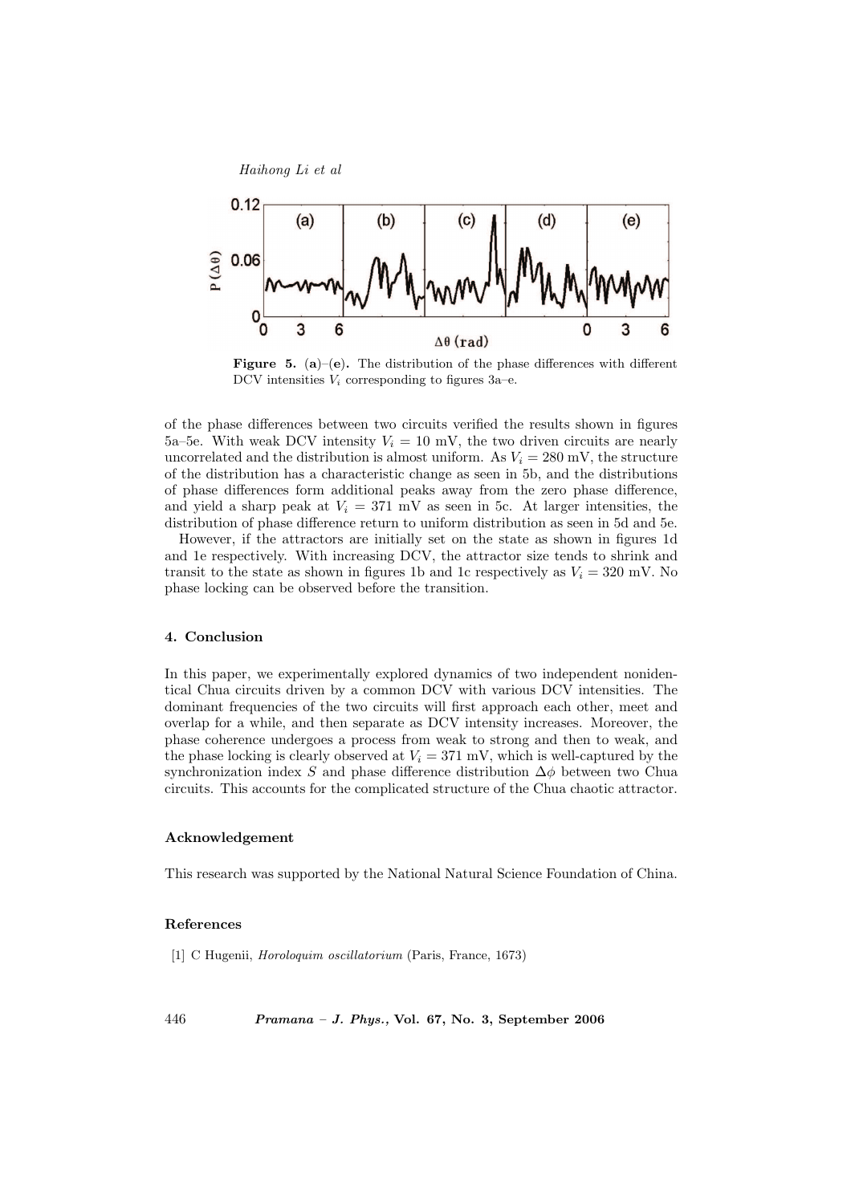**Figure 5.** (**a**)–(**e**). The distribution of the phase differences with different DCV intensities $V_i$ corresponding to figures 3a–e.

of the phase differences between two circuits verified the results shown in figures 5a–5e. With weak DCV intensity $V_i = 10$ mV, the two driven circuits are nearly uncorrelated and the distribution is almost uniform. As $V_i = 280$ mV, the structure of the distribution has a characteristic change as seen in 5b, and the distributions of phase differences form additional peaks away from the zero phase difference, and yield a sharp peak at $V_i = 371$ mV as seen in 5c. At larger intensities, the distribution of phase difference return to uniform distribution as seen in 5d and 5e.

However, if the attractors are initially set on the state as shown in figures 1d and 1e respectively. With increasing DCV, the attractor size tends to shrink and transit to the state as shown in figures 1b and 1c respectively as $V_i = 320$ mV. No phase locking can be observed before the transition.

## 4. Conclusion

In this paper, we experimentally explored dynamics of two independent nonidentical Chua circuits driven by a common DCV with various DCV intensities. The dominant frequencies of the two circuits will first approach each other, meet and overlap for a while, and then separate as DCV intensity increases. Moreover, the phase coherence undergoes a process from weak to strong and then to weak, and the phase locking is clearly observed at $V_i = 371$ mV, which is well-captured by the synchronization index $S$ and phase difference distribution $\Delta\phi$ between two Chua circuits. This accounts for the complicated structure of the Chua chaotic attractor.

## Acknowledgement

This research was supported by the National Natural Science Foundation of China.

## References

[1] C Hugenii, *Horoloquim oscillatorium* (Paris, France, 1673)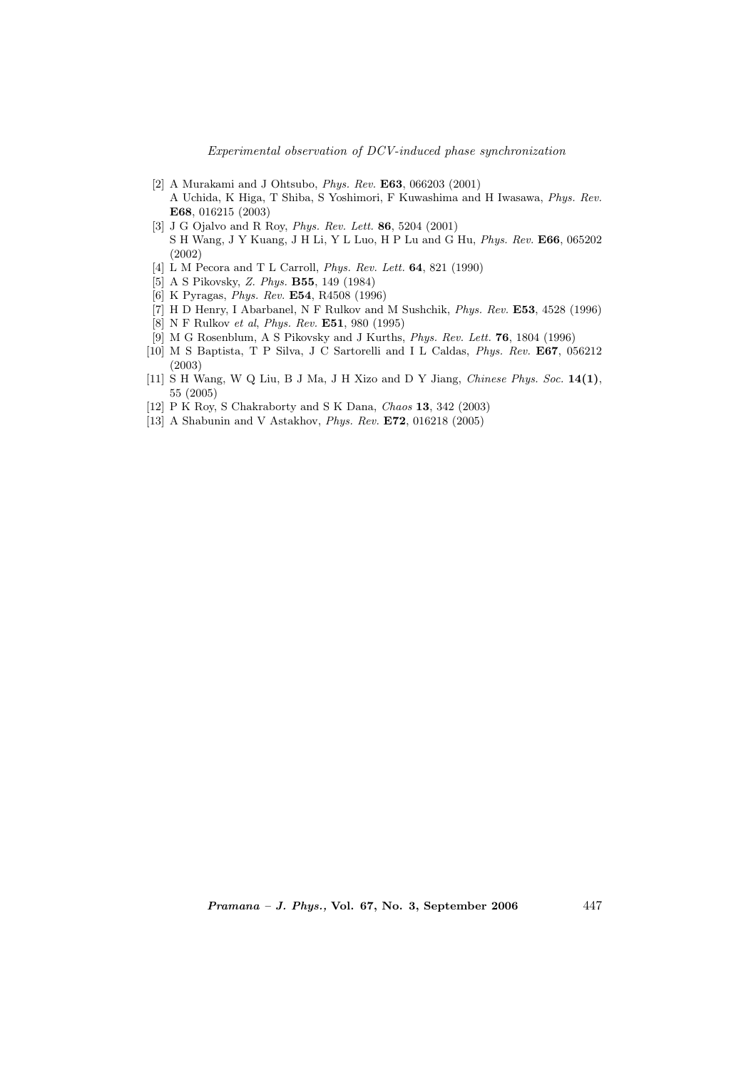[2] A Murakami and J Ohtsubo, *Phys. Rev.* **E63**, 066203 (2001)
A Uchida, K Higa, T Shiba, S Yoshimori, F Kuwashima and H Iwasawa, *Phys. Rev.* **E68**, 016215 (2003)

[3] J G Ojalvo and R Roy, *Phys. Rev. Lett.* **86**, 5204 (2001)
S H Wang, J Y Kuang, J H Li, Y L Luo, H P Lu and G Hu, *Phys. Rev.* **E66**, 065202 (2002)

[4] L M Pecora and T L Carroll, *Phys. Rev. Lett.* **64**, 821 (1990)

[5] A S Pikovsky, *Z. Phys.* **B55**, 149 (1984)

[6] K Pyragas, *Phys. Rev.* **E54**, R4508 (1996)

[7] H D Henry, I Abarbanel, N F Rulkov and M Sushchik, *Phys. Rev.* **E53**, 4528 (1996)

[8] N F Rulkov *et al*, *Phys. Rev.* **E51**, 980 (1995)

[9] M G Rosenblum, A S Pikovsky and J Kurths, *Phys. Rev. Lett.* **76**, 1804 (1996)

[10] M S Baptista, T P Silva, J C Sartorelli and I L Caldas, *Phys. Rev.* **E67**, 056212 (2003)

[11] S H Wang, W Q Liu, B J Ma, J H Xizo and D Y Jiang, *Chinese Phys. Soc.* **14(1)**, 55 (2005)

[12] P K Roy, S Chakraborty and S K Dana, *Chaos* **13**, 342 (2003)

[13] A Shabunin and V Astakhov, *Phys. Rev.* **E72**, 016218 (2005)